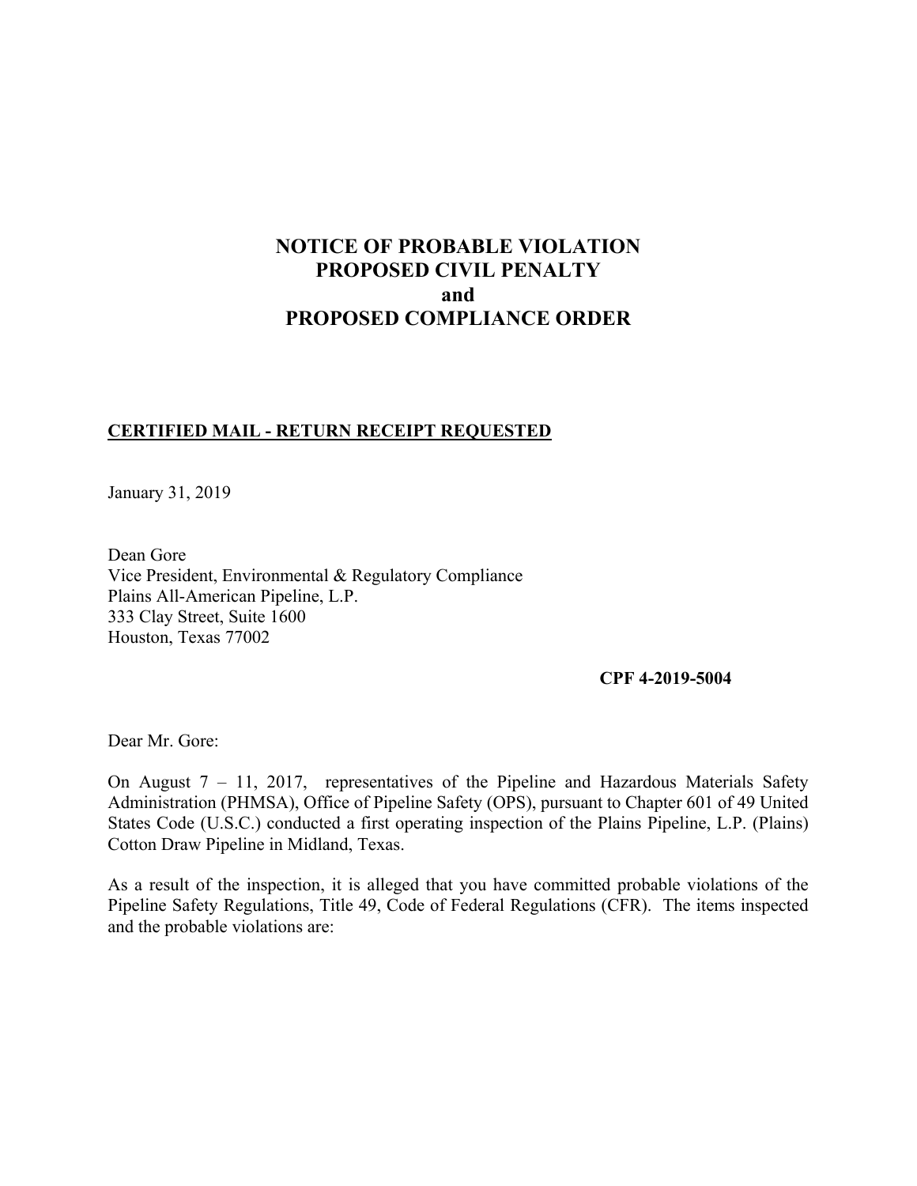# NOTICE OF PROBABLE VIOLATION
# PROPOSED CIVIL PENALTY
# and
# PROPOSED COMPLIANCE ORDER

**CERTIFIED MAIL - RETURN RECEIPT REQUESTED**

January 31, 2019

Dean Gore
Vice President, Environmental & Regulatory Compliance
Plains All-American Pipeline, L.P.
333 Clay Street, Suite 1600
Houston, Texas 77002

**CPF 4-2019-5004**

Dear Mr. Gore:

On August 7 – 11, 2017, representatives of the Pipeline and Hazardous Materials Safety Administration (PHMSA), Office of Pipeline Safety (OPS), pursuant to Chapter 601 of 49 United States Code (U.S.C.) conducted a first operating inspection of the Plains Pipeline, L.P. (Plains) Cotton Draw Pipeline in Midland, Texas.

As a result of the inspection, it is alleged that you have committed probable violations of the Pipeline Safety Regulations, Title 49, Code of Federal Regulations (CFR). The items inspected and the probable violations are: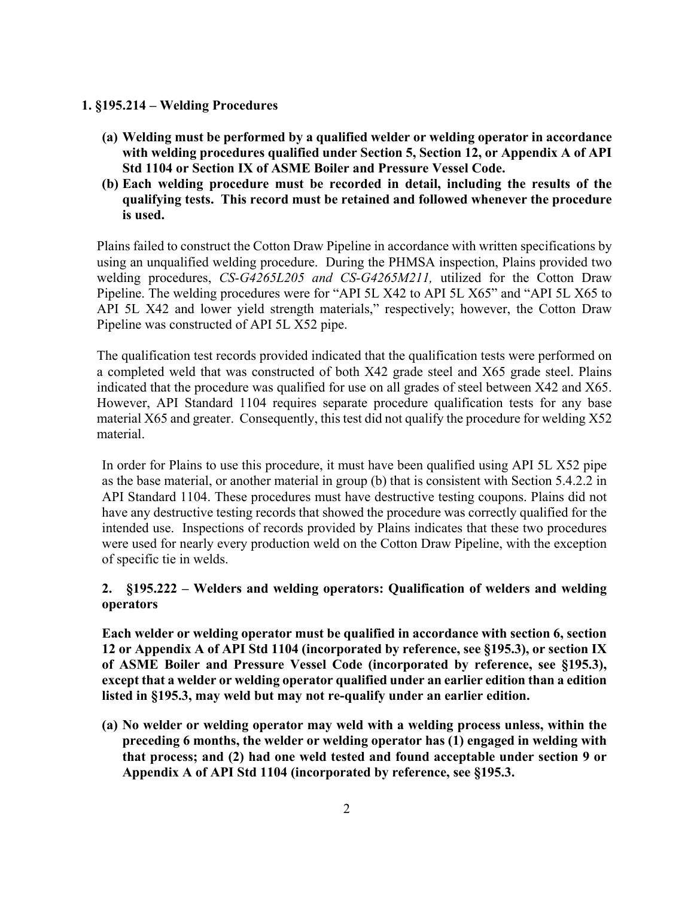**1. §195.214 – Welding Procedures**

**(a) Welding must be performed by a qualified welder or welding operator in accordance with welding procedures qualified under Section 5, Section 12, or Appendix A of API Std 1104 or Section IX of ASME Boiler and Pressure Vessel Code.**

**(b) Each welding procedure must be recorded in detail, including the results of the qualifying tests. This record must be retained and followed whenever the procedure is used.**

Plains failed to construct the Cotton Draw Pipeline in accordance with written specifications by using an unqualified welding procedure. During the PHMSA inspection, Plains provided two welding procedures, *CS-G4265L205 and CS-G4265M211,* utilized for the Cotton Draw Pipeline. The welding procedures were for "API 5L X42 to API 5L X65" and "API 5L X65 to API 5L X42 and lower yield strength materials," respectively; however, the Cotton Draw Pipeline was constructed of API 5L X52 pipe.

The qualification test records provided indicated that the qualification tests were performed on a completed weld that was constructed of both X42 grade steel and X65 grade steel. Plains indicated that the procedure was qualified for use on all grades of steel between X42 and X65. However, API Standard 1104 requires separate procedure qualification tests for any base material X65 and greater. Consequently, this test did not qualify the procedure for welding X52 material.

In order for Plains to use this procedure, it must have been qualified using API 5L X52 pipe as the base material, or another material in group (b) that is consistent with Section 5.4.2.2 in API Standard 1104. These procedures must have destructive testing coupons. Plains did not have any destructive testing records that showed the procedure was correctly qualified for the intended use. Inspections of records provided by Plains indicates that these two procedures were used for nearly every production weld on the Cotton Draw Pipeline, with the exception of specific tie in welds.

**2. §195.222 – Welders and welding operators: Qualification of welders and welding operators**

**Each welder or welding operator must be qualified in accordance with section 6, section 12 or Appendix A of API Std 1104 (incorporated by reference, see §195.3), or section IX of ASME Boiler and Pressure Vessel Code (incorporated by reference, see §195.3), except that a welder or welding operator qualified under an earlier edition than a edition listed in §195.3, may weld but may not re-qualify under an earlier edition.**

**(a) No welder or welding operator may weld with a welding process unless, within the preceding 6 months, the welder or welding operator has (1) engaged in welding with that process; and (2) had one weld tested and found acceptable under section 9 or Appendix A of API Std 1104 (incorporated by reference, see §195.3.**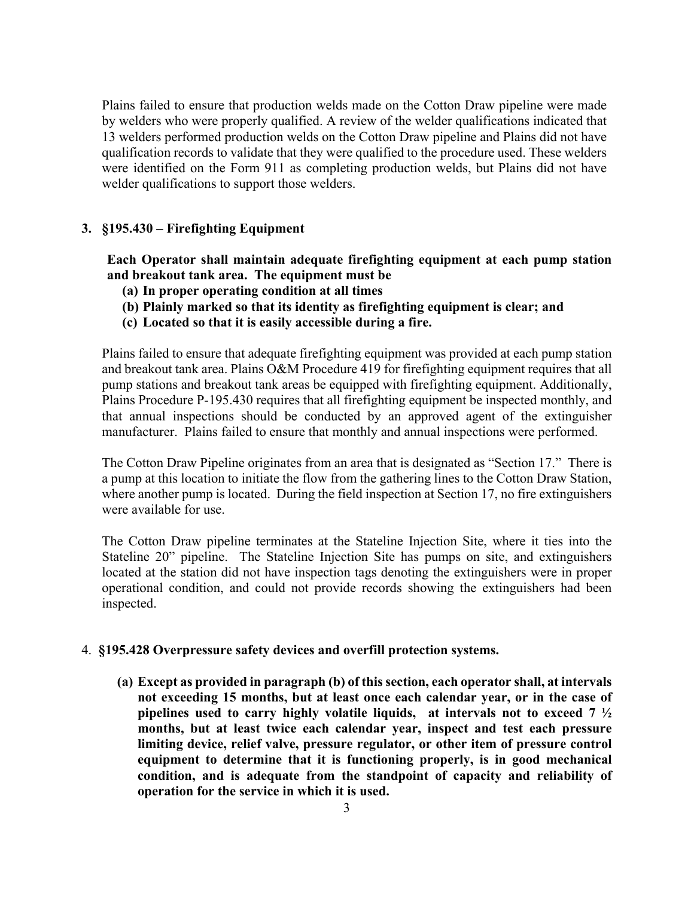Plains failed to ensure that production welds made on the Cotton Draw pipeline were made by welders who were properly qualified. A review of the welder qualifications indicated that 13 welders performed production welds on the Cotton Draw pipeline and Plains did not have qualification records to validate that they were qualified to the procedure used. These welders were identified on the Form 911 as completing production welds, but Plains did not have welder qualifications to support those welders.

**3. §195.430 – Firefighting Equipment**

**Each Operator shall maintain adequate firefighting equipment at each pump station and breakout tank area. The equipment must be**

- **(a) In proper operating condition at all times**
- **(b) Plainly marked so that its identity as firefighting equipment is clear; and**
- **(c) Located so that it is easily accessible during a fire.**

Plains failed to ensure that adequate firefighting equipment was provided at each pump station and breakout tank area. Plains O&M Procedure 419 for firefighting equipment requires that all pump stations and breakout tank areas be equipped with firefighting equipment. Additionally, Plains Procedure P-195.430 requires that all firefighting equipment be inspected monthly, and that annual inspections should be conducted by an approved agent of the extinguisher manufacturer. Plains failed to ensure that monthly and annual inspections were performed.

The Cotton Draw Pipeline originates from an area that is designated as "Section 17." There is a pump at this location to initiate the flow from the gathering lines to the Cotton Draw Station, where another pump is located. During the field inspection at Section 17, no fire extinguishers were available for use.

The Cotton Draw pipeline terminates at the Stateline Injection Site, where it ties into the Stateline 20" pipeline. The Stateline Injection Site has pumps on site, and extinguishers located at the station did not have inspection tags denoting the extinguishers were in proper operational condition, and could not provide records showing the extinguishers had been inspected.

4. **§195.428 Overpressure safety devices and overfill protection systems.**

**(a) Except as provided in paragraph (b) of this section, each operator shall, at intervals not exceeding 15 months, but at least once each calendar year, or in the case of pipelines used to carry highly volatile liquids, at intervals not to exceed 7 ½ months, but at least twice each calendar year, inspect and test each pressure limiting device, relief valve, pressure regulator, or other item of pressure control equipment to determine that it is functioning properly, is in good mechanical condition, and is adequate from the standpoint of capacity and reliability of operation for the service in which it is used.**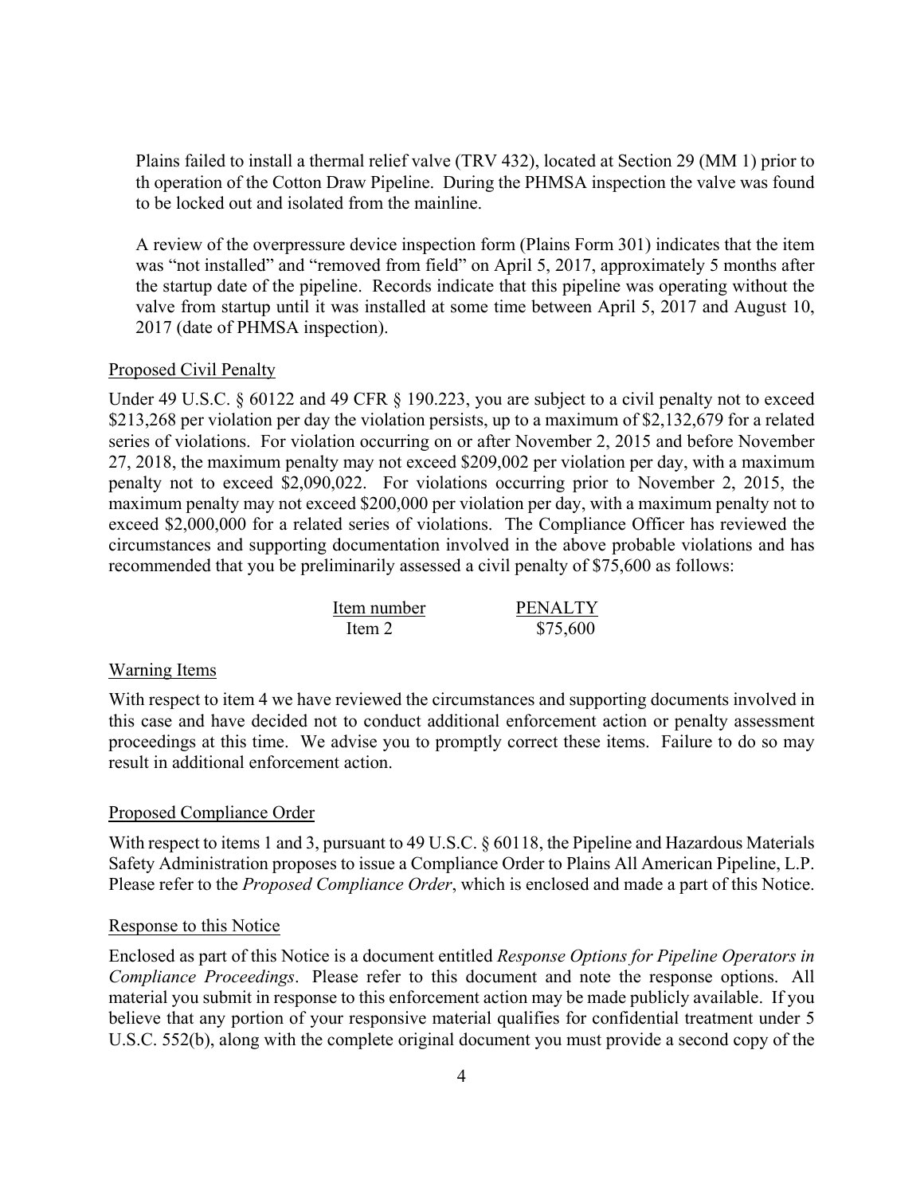Plains failed to install a thermal relief valve (TRV 432), located at Section 29 (MM 1) prior to th operation of the Cotton Draw Pipeline. During the PHMSA inspection the valve was found to be locked out and isolated from the mainline.

A review of the overpressure device inspection form (Plains Form 301) indicates that the item was "not installed" and "removed from field" on April 5, 2017, approximately 5 months after the startup date of the pipeline. Records indicate that this pipeline was operating without the valve from startup until it was installed at some time between April 5, 2017 and August 10, 2017 (date of PHMSA inspection).

Proposed Civil Penalty

Under 49 U.S.C. § 60122 and 49 CFR § 190.223, you are subject to a civil penalty not to exceed $213,268 per violation per day the violation persists, up to a maximum of $2,132,679 for a related series of violations. For violation occurring on or after November 2, 2015 and before November 27, 2018, the maximum penalty may not exceed $209,002 per violation per day, with a maximum penalty not to exceed $2,090,022. For violations occurring prior to November 2, 2015, the maximum penalty may not exceed $200,000 per violation per day, with a maximum penalty not to exceed $2,000,000 for a related series of violations. The Compliance Officer has reviewed the circumstances and supporting documentation involved in the above probable violations and has recommended that you be preliminarily assessed a civil penalty of $75,600 as follows:

| Item number | PENALTY |
| --- | --- |
| Item 2 | $75,600 |

Warning Items

With respect to item 4 we have reviewed the circumstances and supporting documents involved in this case and have decided not to conduct additional enforcement action or penalty assessment proceedings at this time. We advise you to promptly correct these items. Failure to do so may result in additional enforcement action.

Proposed Compliance Order

With respect to items 1 and 3, pursuant to 49 U.S.C. § 60118, the Pipeline and Hazardous Materials Safety Administration proposes to issue a Compliance Order to Plains All American Pipeline, L.P. Please refer to the *Proposed Compliance Order*, which is enclosed and made a part of this Notice.

Response to this Notice

Enclosed as part of this Notice is a document entitled *Response Options for Pipeline Operators in Compliance Proceedings*. Please refer to this document and note the response options. All material you submit in response to this enforcement action may be made publicly available. If you believe that any portion of your responsive material qualifies for confidential treatment under 5 U.S.C. 552(b), along with the complete original document you must provide a second copy of the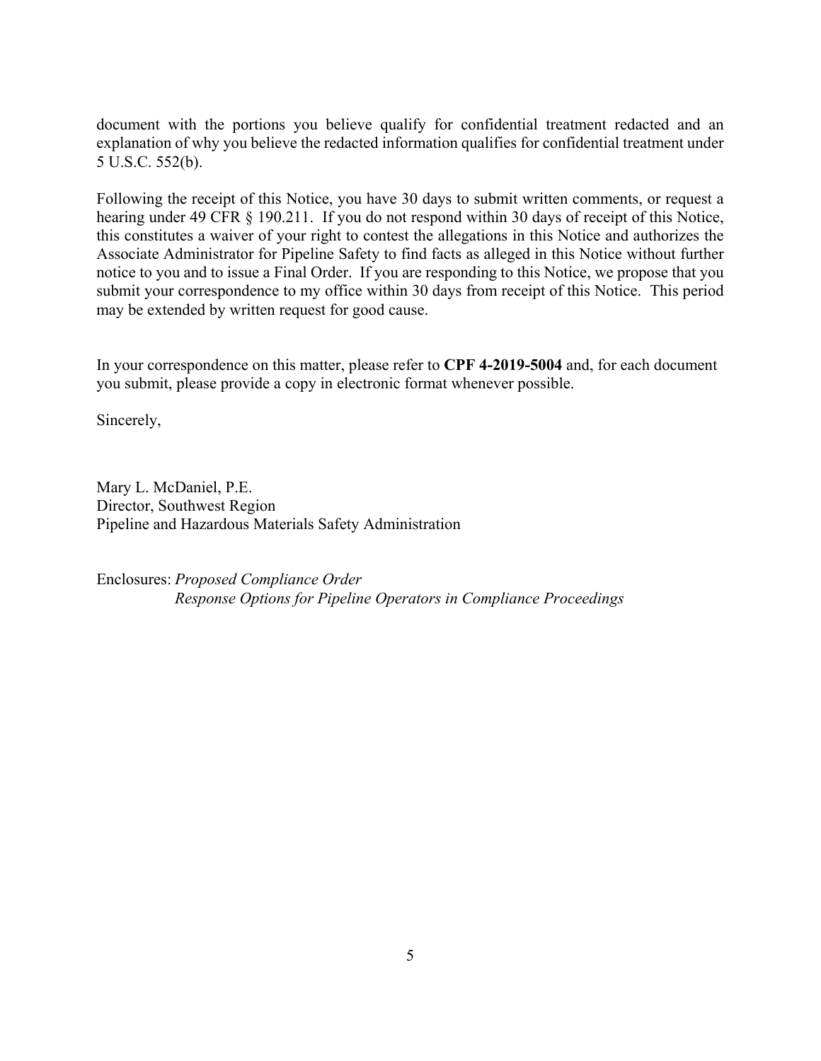document with the portions you believe qualify for confidential treatment redacted and an explanation of why you believe the redacted information qualifies for confidential treatment under 5 U.S.C. 552(b).

Following the receipt of this Notice, you have 30 days to submit written comments, or request a hearing under 49 CFR § 190.211. If you do not respond within 30 days of receipt of this Notice, this constitutes a waiver of your right to contest the allegations in this Notice and authorizes the Associate Administrator for Pipeline Safety to find facts as alleged in this Notice without further notice to you and to issue a Final Order. If you are responding to this Notice, we propose that you submit your correspondence to my office within 30 days from receipt of this Notice. This period may be extended by written request for good cause.

In your correspondence on this matter, please refer to **CPF 4-2019-5004** and, for each document you submit, please provide a copy in electronic format whenever possible.

Sincerely,

Mary L. McDaniel, P.E.
Director, Southwest Region
Pipeline and Hazardous Materials Safety Administration

Enclosures: *Proposed Compliance Order*
*Response Options for Pipeline Operators in Compliance Proceedings*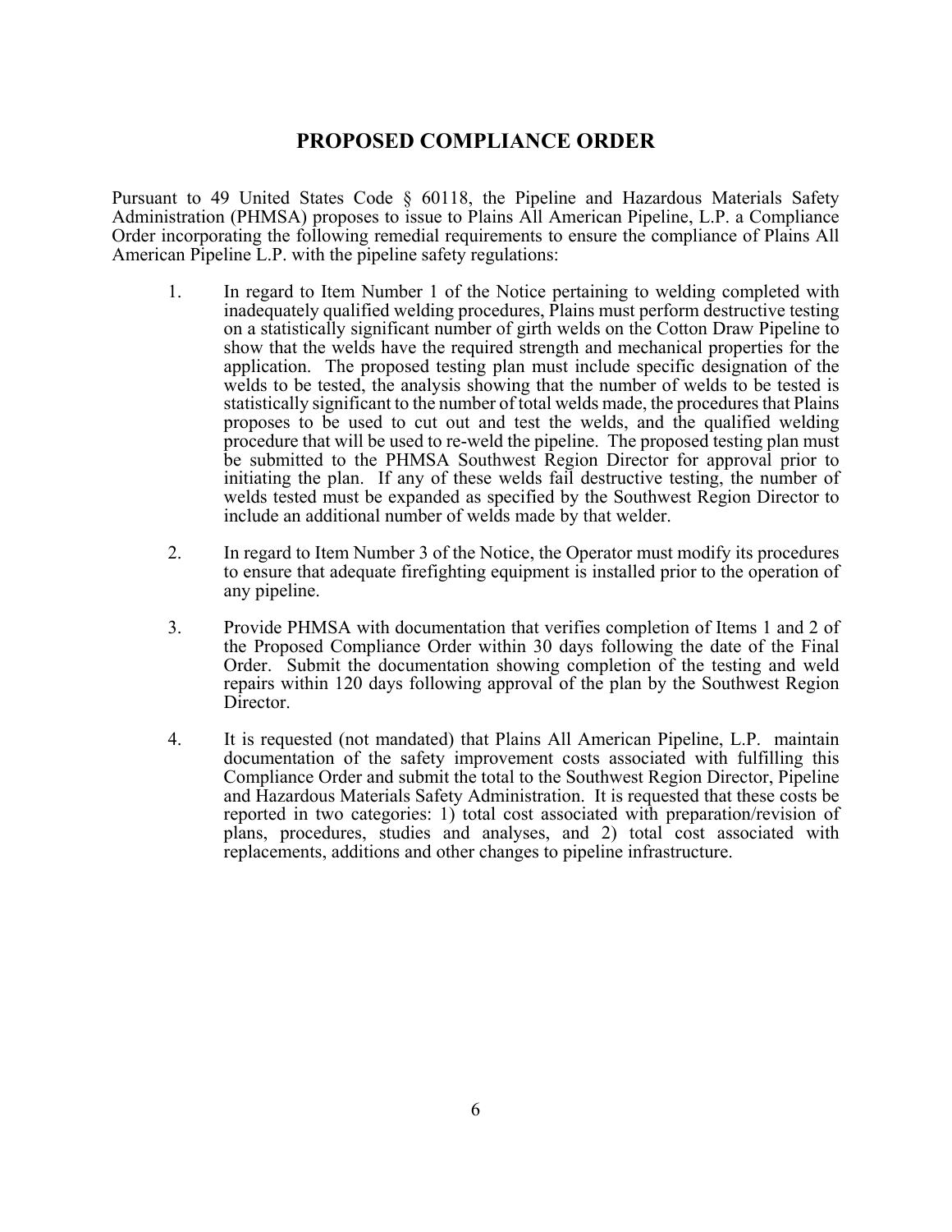## PROPOSED COMPLIANCE ORDER

Pursuant to 49 United States Code § 60118, the Pipeline and Hazardous Materials Safety Administration (PHMSA) proposes to issue to Plains All American Pipeline, L.P. a Compliance Order incorporating the following remedial requirements to ensure the compliance of Plains All American Pipeline L.P. with the pipeline safety regulations:

1. In regard to Item Number 1 of the Notice pertaining to welding completed with inadequately qualified welding procedures, Plains must perform destructive testing on a statistically significant number of girth welds on the Cotton Draw Pipeline to show that the welds have the required strength and mechanical properties for the application. The proposed testing plan must include specific designation of the welds to be tested, the analysis showing that the number of welds to be tested is statistically significant to the number of total welds made, the procedures that Plains proposes to be used to cut out and test the welds, and the qualified welding procedure that will be used to re-weld the pipeline. The proposed testing plan must be submitted to the PHMSA Southwest Region Director for approval prior to initiating the plan. If any of these welds fail destructive testing, the number of welds tested must be expanded as specified by the Southwest Region Director to include an additional number of welds made by that welder.

2. In regard to Item Number 3 of the Notice, the Operator must modify its procedures to ensure that adequate firefighting equipment is installed prior to the operation of any pipeline.

3. Provide PHMSA with documentation that verifies completion of Items 1 and 2 of the Proposed Compliance Order within 30 days following the date of the Final Order. Submit the documentation showing completion of the testing and weld repairs within 120 days following approval of the plan by the Southwest Region Director.

4. It is requested (not mandated) that Plains All American Pipeline, L.P. maintain documentation of the safety improvement costs associated with fulfilling this Compliance Order and submit the total to the Southwest Region Director, Pipeline and Hazardous Materials Safety Administration. It is requested that these costs be reported in two categories: 1) total cost associated with preparation/revision of plans, procedures, studies and analyses, and 2) total cost associated with replacements, additions and other changes to pipeline infrastructure.